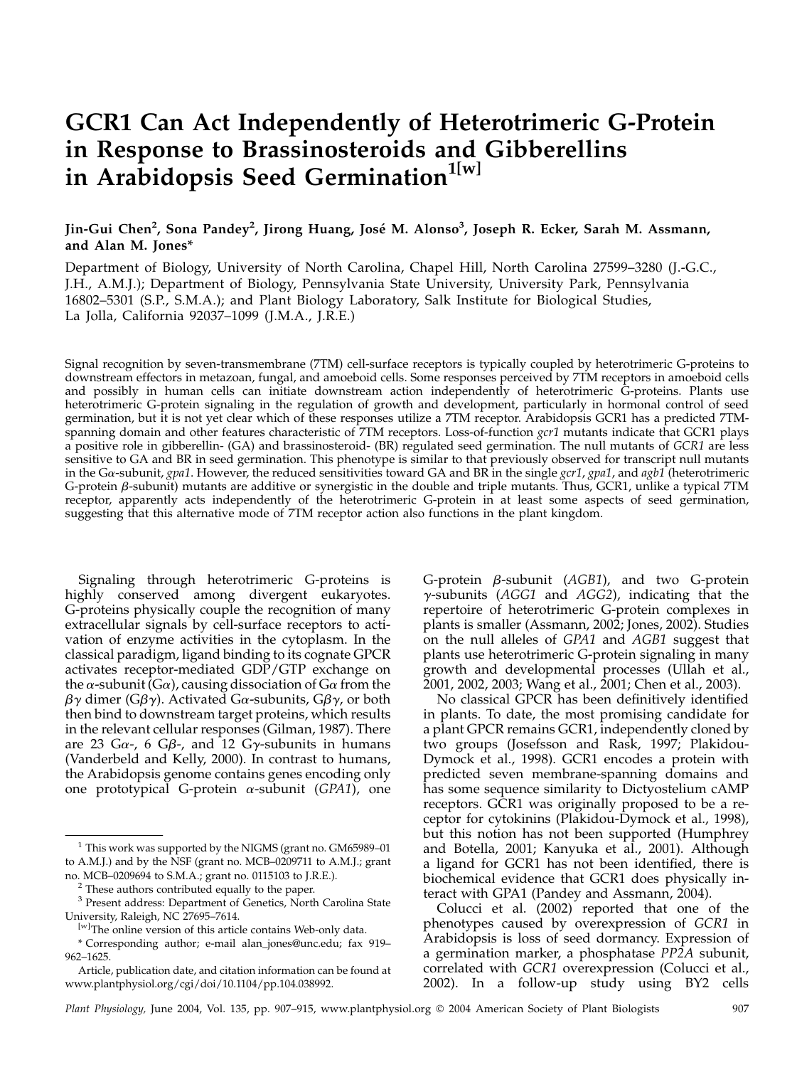# GCR1 Can Act Independently of Heterotrimeric G-Protein in Response to Brassinosteroids and Gibberellins in Arabidopsis Seed Germination[1[w]]

**Jin-Gui Chen[2], Sona Pandey[2], Jirong Huang, José M. Alonso[3], Joseph R. Ecker, Sarah M. Assmann, and Alan M. Jones***

Department of Biology, University of North Carolina, Chapel Hill, North Carolina 27599–3280 (J.-G.C., J.H., A.M.J.); Department of Biology, Pennsylvania State University, University Park, Pennsylvania 16802–5301 (S.P., S.M.A.); and Plant Biology Laboratory, Salk Institute for Biological Studies, La Jolla, California 92037–1099 (J.M.A., J.R.E.)

Signal recognition by seven-transmembrane (7TM) cell-surface receptors is typically coupled by heterotrimeric G-proteins to downstream effectors in metazoan, fungal, and amoeboid cells. Some responses perceived by 7TM receptors in amoeboid cells and possibly in human cells can initiate downstream action independently of heterotrimeric G-proteins. Plants use heterotrimeric G-protein signaling in the regulation of growth and development, particularly in hormonal control of seed germination, but it is not yet clear which of these responses utilize a 7TM receptor. Arabidopsis GCR1 has a predicted 7TM-spanning domain and other features characteristic of 7TM receptors. Loss-of-function *gcr1* mutants indicate that GCR1 plays a positive role in gibberellin- (GA) and brassinosteroid- (BR) regulated seed germination. The null mutants of *GCR1* are less sensitive to GA and BR in seed germination. This phenotype is similar to that previously observed for transcript null mutants in the Gα-subunit, *gpa1*. However, the reduced sensitivities toward GA and BR in the single *gcr1*, *gpa1*, and *agb1* (heterotrimeric G-protein β-subunit) mutants are additive or synergistic in the double and triple mutants. Thus, GCR1, unlike a typical 7TM receptor, apparently acts independently of the heterotrimeric G-protein in at least some aspects of seed germination, suggesting that this alternative mode of 7TM receptor action also functions in the plant kingdom.

Signaling through heterotrimeric G-proteins is highly conserved among divergent eukaryotes. G-proteins physically couple the recognition of many extracellular signals by cell-surface receptors to activation of enzyme activities in the cytoplasm. In the classical paradigm, ligand binding to its cognate GPCR activates receptor-mediated GDP/GTP exchange on the α-subunit (Gα), causing dissociation of Gα from the βγ dimer (Gβγ). Activated Gα-subunits, Gβγ, or both then bind to downstream target proteins, which results in the relevant cellular responses (Gilman, 1987). There are 23 Gα-, 6 Gβ-, and 12 Gγ-subunits in humans (Vanderbeld and Kelly, 2000). In contrast to humans, the Arabidopsis genome contains genes encoding only one prototypical G-protein α-subunit (*GPA1*), one G-protein β-subunit (*AGB1*), and two G-protein γ-subunits (*AGG1* and *AGG2*), indicating that the repertoire of heterotrimeric G-protein complexes in plants is smaller (Assmann, 2002; Jones, 2002). Studies on the null alleles of *GPA1* and *AGB1* suggest that plants use heterotrimeric G-protein signaling in many growth and developmental processes (Ullah et al., 2001, 2002, 2003; Wang et al., 2001; Chen et al., 2003).

No classical GPCR has been definitively identified in plants. To date, the most promising candidate for a plant GPCR remains GCR1, independently cloned by two groups (Josefsson and Rask, 1997; Plakidou-Dymock et al., 1998). GCR1 encodes a protein with predicted seven membrane-spanning domains and has some sequence similarity to Dictyostelium cAMP receptors. GCR1 was originally proposed to be a receptor for cytokinins (Plakidou-Dymock et al., 1998), but this notion has not been supported (Humphrey and Botella, 2001; Kanyuka et al., 2001). Although a ligand for GCR1 has not been identified, there is biochemical evidence that GCR1 does physically interact with GPA1 (Pandey and Assmann, 2004).

Colucci et al. (2002) reported that one of the phenotypes caused by overexpression of *GCR1* in Arabidopsis is loss of seed dormancy. Expression of a germination marker, a phosphatase *PP2A* subunit, correlated with *GCR1* overexpression (Colucci et al., 2002). In a follow-up study using BY2 cells

[1] This work was supported by the NIGMS (grant no. GM65989–01 to A.M.J.) and by the NSF (grant no. MCB–0209711 to A.M.J.; grant no. MCB–0209694 to S.M.A.; grant no. 0115103 to J.R.E.).

[2] These authors contributed equally to the paper.

[3] Present address: Department of Genetics, North Carolina State University, Raleigh, NC 27695–7614.

[w] The online version of this article contains Web-only data.

* Corresponding author; e-mail alan_jones@unc.edu; fax 919–962–1625.

Article, publication date, and citation information can be found at www.plantphysiol.org/cgi/doi/10.1104/pp.104.038992.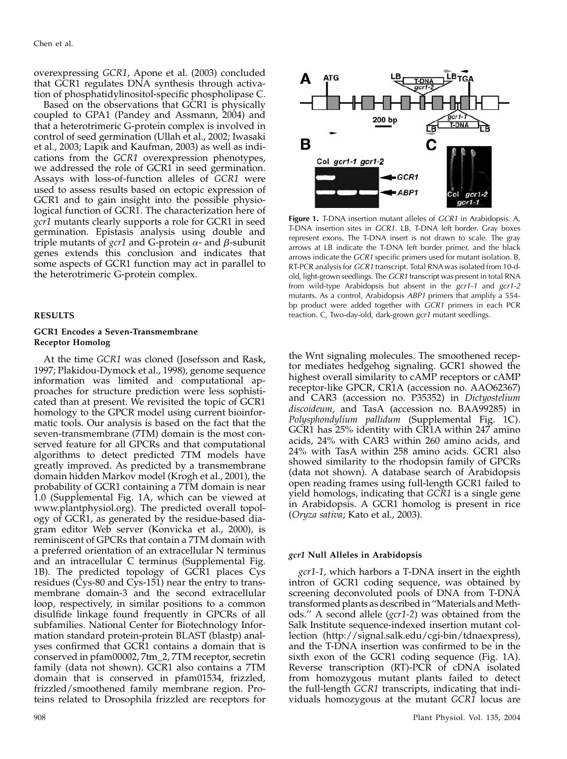overexpressing *GCR1*, Apone et al. (2003) concluded that GCR1 regulates DNA synthesis through activation of phosphatidylinositol-specific phospholipase C.

Based on the observations that GCR1 is physically coupled to GPA1 (Pandey and Assmann, 2004) and that a heterotrimeric G-protein complex is involved in control of seed germination (Ullah et al., 2002; Iwasaki et al., 2003; Lapik and Kaufman, 2003) as well as indications from the *GCR1* overexpression phenotypes, we addressed the role of GCR1 in seed germination. Assays with loss-of-function alleles of *GCR1* were used to assess results based on ectopic expression of GCR1 and to gain insight into the possible physiological function of GCR1. The characterization here of *gcr1* mutants clearly supports a role for GCR1 in seed germination. Epistasis analysis using double and triple mutants of *gcr1* and G-protein $\alpha$- and $\beta$-subunit genes extends this conclusion and indicates that some aspects of GCR1 function may act in parallel to the heterotrimeric G-protein complex.

## RESULTS

### GCR1 Encodes a Seven-Transmembrane Receptor Homolog

At the time *GCR1* was cloned (Josefsson and Rask, 1997; Plakidou-Dymock et al., 1998), genome sequence information was limited and computational approaches for structure prediction were less sophisticated than at present. We revisited the topic of GCR1 homology to the GPCR model using current bioinformatic tools. Our analysis is based on the fact that the seven-transmembrane (7TM) domain is the most conserved feature for all GPCRs and that computational algorithms to detect predicted 7TM models have greatly improved. As predicted by a transmembrane domain hidden Markov model (Krogh et al., 2001), the probability of GCR1 containing a 7TM domain is near 1.0 (Supplemental Fig. 1A, which can be viewed at www.plantphysiol.org). The predicted overall topology of GCR1, as generated by the residue-based diagram editor Web server (Konvicka et al., 2000), is reminiscent of GPCRs that contain a 7TM domain with a preferred orientation of an extracellular N terminus and an intracellular C terminus (Supplemental Fig. 1B). The predicted topology of GCR1 places Cys residues (Cys-80 and Cys-151) near the entry to transmembrane domain-3 and the second extracellular loop, respectively, in similar positions to a common disulfide linkage found frequently in GPCRs of all subfamilies. National Center for Biotechnology Information standard protein-protein BLAST (blastp) analyses confirmed that GCR1 contains a domain that is conserved in pfam00002, 7tm_2, 7TM receptor, secretin family (data not shown). GCR1 also contains a 7TM domain that is conserved in pfam01534, frizzled, frizzled/smoothened family membrane region. Proteins related to Drosophila frizzled are receptors for the Wnt signaling molecules. The smoothened receptor mediates hedgehog signaling. GCR1 showed the highest overall similarity to cAMP receptors or cAMP receptor-like GPCR, CR1A (accession no. AAO62367) and CAR3 (accession no. P35352) in *Dictyostelium discoideum*, and TasA (accession no. BAA99285) in *Polysphondylium pallidum* (Supplemental Fig. 1C). GCR1 has 25% identity with CR1A within 247 amino acids, 24% with CAR3 within 260 amino acids, and 24% with TasA within 258 amino acids. GCR1 also showed similarity to the rhodopsin family of GPCRs (data not shown). A database search of Arabidopsis open reading frames using full-length GCR1 failed to yield homologs, indicating that *GCR1* is a single gene in Arabidopsis. A GCR1 homolog is present in rice (*Oryza sativa*; Kato et al., 2003).

**Figure 1.** T-DNA insertion mutant alleles of *GCR1* in Arabidopsis. A, T-DNA insertion sites in *GCR1*. LB, T-DNA left border. Gray boxes represent exons. The T-DNA insert is not drawn to scale. The gray arrows at LB indicate the T-DNA left border primer, and the black arrows indicate the *GCR1* specific primers used for mutant isolation. B, RT-PCR analysis for *GCR1* transcript. Total RNA was isolated from 10-d-old, light-grown seedlings. The *GCR1* transcript was present in total RNA from wild-type Arabidopsis but absent in the *gcr1-1* and *gcr1-2* mutants. As a control, Arabidopsis *ABP1* primers that amplify a 554-bp product were added together with *GCR1* primers in each PCR reaction. C, Two-day-old, dark-grown *gcr1* mutant seedlings.

### *gcr1* Null Alleles in Arabidopsis

*gcr1-1*, which harbors a T-DNA insert in the eighth intron of GCR1 coding sequence, was obtained by screening deconvoluted pools of DNA from T-DNA transformed plants as described in "Materials and Methods." A second allele (*gcr1-2*) was obtained from the Salk Institute sequence-indexed insertion mutant collection (http://signal.salk.edu/cgi-bin/tdnaexpress), and the T-DNA insertion was confirmed to be in the sixth exon of the GCR1 coding sequence (Fig. 1A). Reverse transcription (RT)-PCR of cDNA isolated from homozygous mutant plants failed to detect the full-length *GCR1* transcripts, indicating that individuals homozygous at the mutant *GCR1* locus are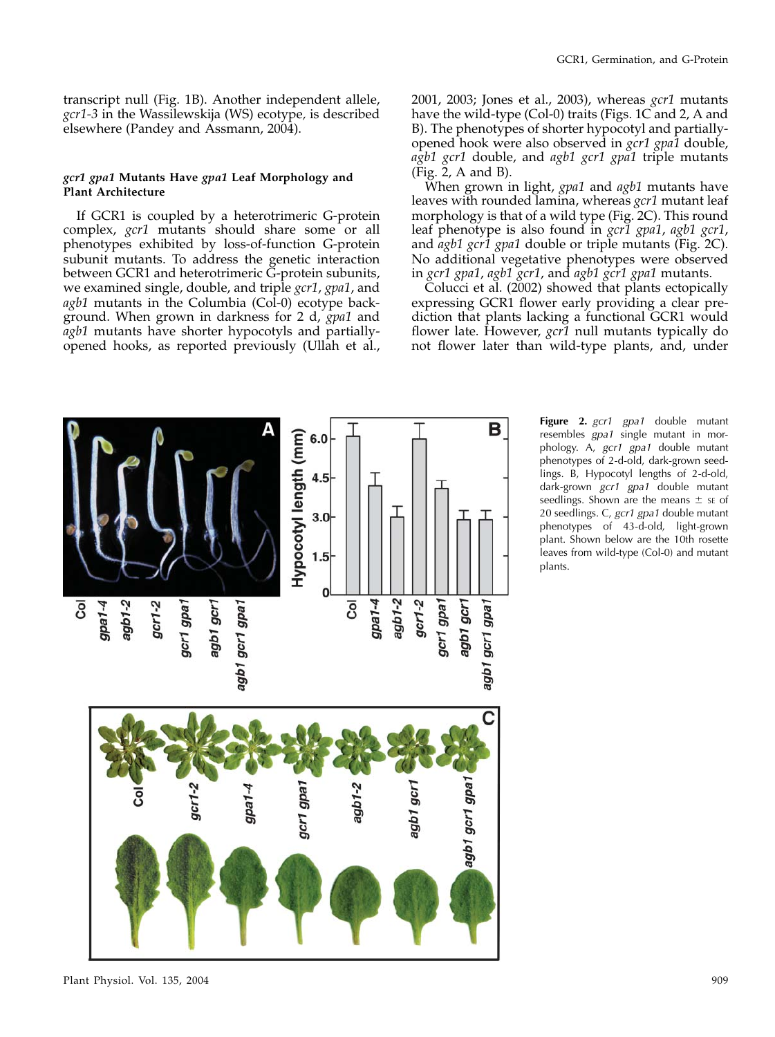transcript null (Fig. 1B). Another independent allele, *gcr1-3* in the Wassilewskija (WS) ecotype, is described elsewhere (Pandey and Assmann, 2004).

### *gcr1 gpa1* Mutants Have *gpa1* Leaf Morphology and Plant Architecture

If GCR1 is coupled by a heterotrimeric G-protein complex, *gcr1* mutants should share some or all phenotypes exhibited by loss-of-function G-protein subunit mutants. To address the genetic interaction between GCR1 and heterotrimeric G-protein subunits, we examined single, double, and triple *gcr1*, *gpa1*, and *agb1* mutants in the Columbia (Col-0) ecotype background. When grown in darkness for 2 d, *gpa1* and *agb1* mutants have shorter hypocotyls and partially-opened hooks, as reported previously (Ullah et al., 2001, 2003; Jones et al., 2003), whereas *gcr1* mutants have the wild-type (Col-0) traits (Figs. 1C and 2, A and B). The phenotypes of shorter hypocotyl and partially-opened hook were also observed in *gcr1 gpa1* double, *agb1 gcr1* double, and *agb1 gcr1 gpa1* triple mutants (Fig. 2, A and B).

When grown in light, *gpa1* and *agb1* mutants have leaves with rounded lamina, whereas *gcr1* mutant leaf morphology is that of a wild type (Fig. 2C). This round leaf phenotype is also found in *gcr1 gpa1*, *agb1 gcr1*, and *agb1 gcr1 gpa1* double or triple mutants (Fig. 2C). No additional vegetative phenotypes were observed in *gcr1 gpa1*, *agb1 gcr1*, and *agb1 gcr1 gpa1* mutants.

Colucci et al. (2002) showed that plants ectopically expressing GCR1 flower early providing a clear prediction that plants lacking a functional GCR1 would flower late. However, *gcr1* null mutants typically do not flower later than wild-type plants, and, under

**Figure 2.** *gcr1 gpa1* double mutant resembles *gpa1* single mutant in morphology. A, *gcr1 gpa1* double mutant phenotypes of 2-d-old, dark-grown seedlings. B, Hypocotyl lengths of 2-d-old, dark-grown *gcr1 gpa1* double mutant seedlings. Shown are the means ± SE of 20 seedlings. C, *gcr1 gpa1* double mutant phenotypes of 43-d-old, light-grown plant. Shown below are the 10th rosette leaves from wild-type (Col-0) and mutant plants.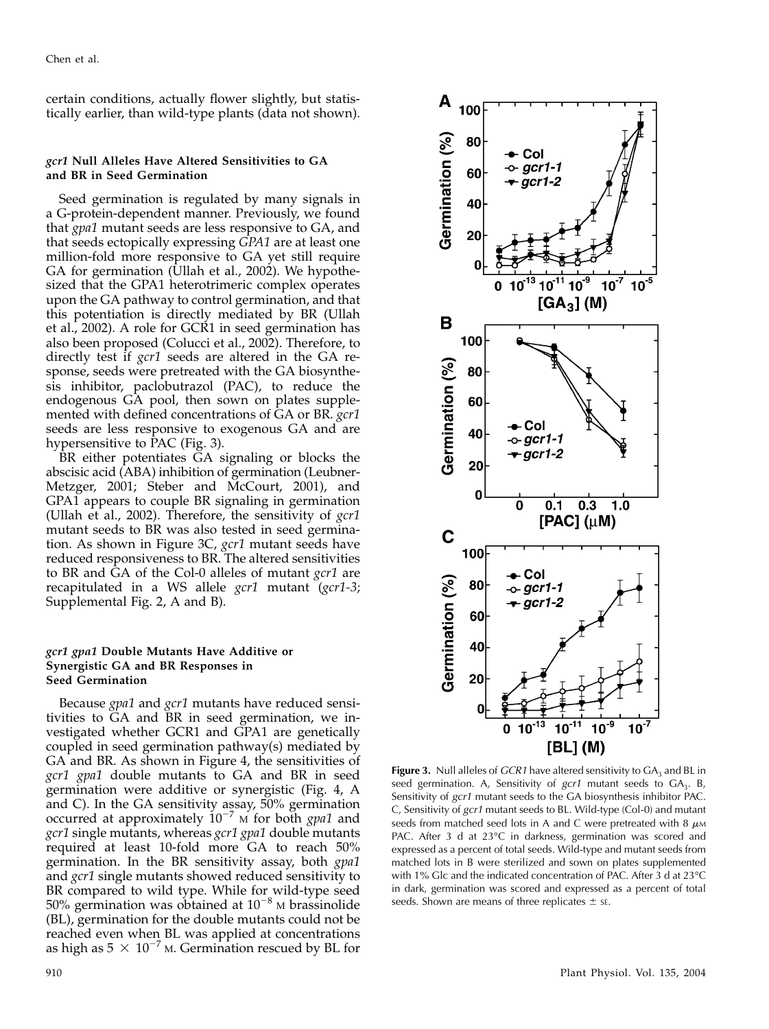certain conditions, actually flower slightly, but statistically earlier, than wild-type plants (data not shown).

### *gcr1* Null Alleles Have Altered Sensitivities to GA and BR in Seed Germination

Seed germination is regulated by many signals in a G-protein-dependent manner. Previously, we found that *gpa1* mutant seeds are less responsive to GA, and that seeds ectopically expressing *GPA1* are at least one million-fold more responsive to GA yet still require GA for germination (Ullah et al., 2002). We hypothesized that the GPA1 heterotrimeric complex operates upon the GA pathway to control germination, and that this potentiation is directly mediated by BR (Ullah et al., 2002). A role for GCR1 in seed germination has also been proposed (Colucci et al., 2002). Therefore, to directly test if *gcr1* seeds are altered in the GA response, seeds were pretreated with the GA biosynthesis inhibitor, paclobutrazol (PAC), to reduce the endogenous GA pool, then sown on plates supplemented with defined concentrations of GA or BR. *gcr1* seeds are less responsive to exogenous GA and are hypersensitive to PAC (Fig. 3).

BR either potentiates GA signaling or blocks the abscisic acid (ABA) inhibition of germination (Leubner-Metzger, 2001; Steber and McCourt, 2001), and GPA1 appears to couple BR signaling in germination (Ullah et al., 2002). Therefore, the sensitivity of *gcr1* mutant seeds to BR was also tested in seed germination. As shown in Figure 3C, *gcr1* mutant seeds have reduced responsiveness to BR. The altered sensitivities to BR and GA of the Col-0 alleles of mutant *gcr1* are recapitulated in a WS allele *gcr1* mutant (*gcr1-3*; Supplemental Fig. 2, A and B).

### *gcr1 gpa1* Double Mutants Have Additive or Synergistic GA and BR Responses in Seed Germination

Because *gpa1* and *gcr1* mutants have reduced sensitivities to GA and BR in seed germination, we investigated whether GCR1 and GPA1 are genetically coupled in seed germination pathway(s) mediated by GA and BR. As shown in Figure 4, the sensitivities of *gcr1 gpa1* double mutants to GA and BR in seed germination were additive or synergistic (Fig. 4, A and C). In the GA sensitivity assay, 50% germination occurred at approximately $10^{-7}$ M for both *gpa1* and *gcr1* single mutants, whereas *gcr1 gpa1* double mutants required at least 10-fold more GA to reach 50% germination. In the BR sensitivity assay, both *gpa1* and *gcr1* single mutants showed reduced sensitivity to BR compared to wild type. While for wild-type seed 50% germination was obtained at $10^{-8}$ M brassinolide (BL), germination for the double mutants could not be reached even when BL was applied at concentrations as high as $5 \times 10^{-7}$ M. Germination rescued by BL for

**Figure 3.** Null alleles of *GCR1* have altered sensitivity to $GA_3$ and BL in seed germination. A, Sensitivity of *gcr1* mutant seeds to $GA_3$. B, Sensitivity of *gcr1* mutant seeds to the GA biosynthesis inhibitor PAC. C, Sensitivity of *gcr1* mutant seeds to BL. Wild-type (Col-0) and mutant seeds from matched seed lots in A and C were pretreated with 8 $\mu$M PAC. After 3 d at 23°C in darkness, germination was scored and expressed as a percent of total seeds. Wild-type and mutant seeds from matched lots in B were sterilized and sown on plates supplemented with 1% Glc and the indicated concentration of PAC. After 3 d at 23°C in dark, germination was scored and expressed as a percent of total seeds. Shown are means of three replicates ± SE.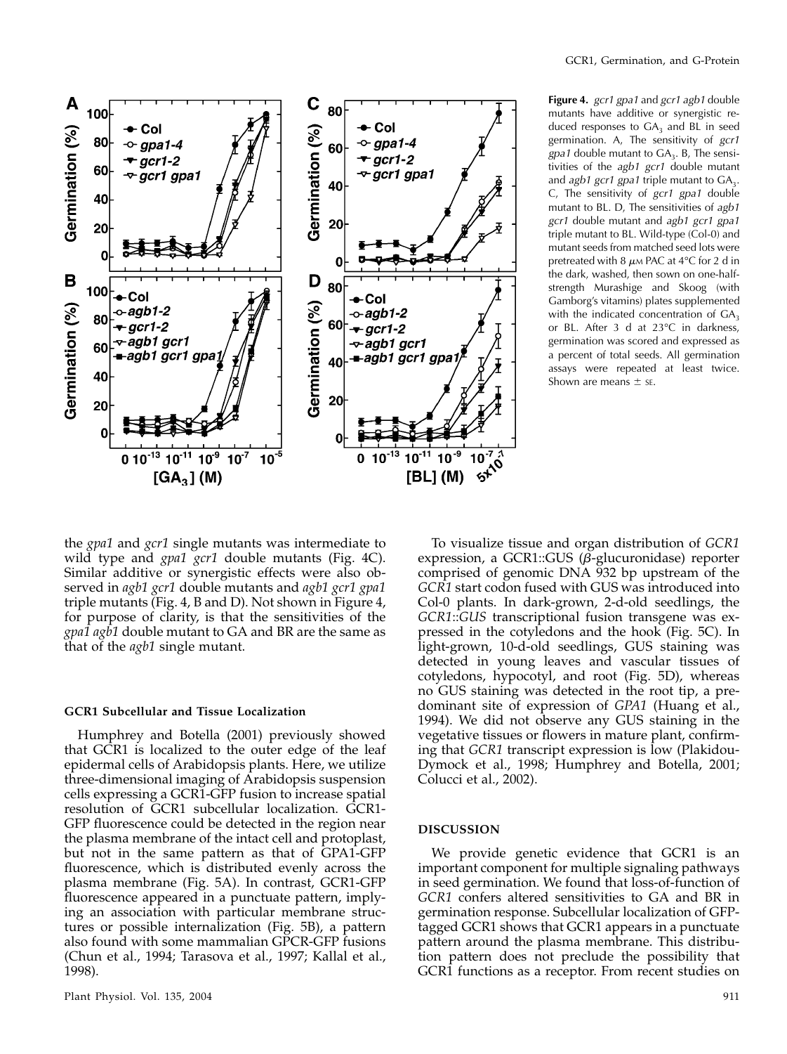**Figure 4.** *gcr1 gpa1* and *gcr1 agb1* double mutants have additive or synergistic reduced responses to $GA_3$ and BL in seed germination. A, The sensitivity of *gcr1 gpa1* double mutant to $GA_3$. B, The sensitivities of the *agb1 gcr1* double mutant and *agb1 gcr1 gpa1* triple mutant to $GA_3$. C, The sensitivity of *gcr1 gpa1* double mutant to BL. D, The sensitivities of *agb1 gcr1* double mutant and *agb1 gcr1 gpa1* triple mutant to BL. Wild-type (Col-0) and mutant seeds from matched seed lots were pretreated with 8 $\mu$M PAC at 4°C for 2 d in the dark, washed, then sown on one-half-strength Murashige and Skoog (with Gamborg's vitamins) plates supplemented with the indicated concentration of $GA_3$ or BL. After 3 d at 23°C in darkness, germination was scored and expressed as a percent of total seeds. All germination assays were repeated at least twice. Shown are means ± SE.

the *gpa1* and *gcr1* single mutants was intermediate to wild type and *gpa1 gcr1* double mutants (Fig. 4C). Similar additive or synergistic effects were also observed in *agb1 gcr1* double mutants and *agb1 gcr1 gpa1* triple mutants (Fig. 4, B and D). Not shown in Figure 4, for purpose of clarity, is that the sensitivities of the *gpa1 agb1* double mutant to GA and BR are the same as that of the *agb1* single mutant.

### GCR1 Subcellular and Tissue Localization

Humphrey and Botella (2001) previously showed that GCR1 is localized to the outer edge of the leaf epidermal cells of Arabidopsis plants. Here, we utilize three-dimensional imaging of Arabidopsis suspension cells expressing a GCR1-GFP fusion to increase spatial resolution of GCR1 subcellular localization. GCR1-GFP fluorescence could be detected in the region near the plasma membrane of the intact cell and protoplast, but not in the same pattern as that of GPA1-GFP fluorescence, which is distributed evenly across the plasma membrane (Fig. 5A). In contrast, GCR1-GFP fluorescence appeared in a punctuate pattern, implying an association with particular membrane structures or possible internalization (Fig. 5B), a pattern also found with some mammalian GPCR-GFP fusions (Chun et al., 1994; Tarasova et al., 1997; Kallal et al., 1998).

To visualize tissue and organ distribution of *GCR1* expression, a GCR1::GUS ($\beta$-glucuronidase) reporter comprised of genomic DNA 932 bp upstream of the *GCR1* start codon fused with GUS was introduced into Col-0 plants. In dark-grown, 2-d-old seedlings, the *GCR1::GUS* transcriptional fusion transgene was expressed in the cotyledons and the hook (Fig. 5C). In light-grown, 10-d-old seedlings, GUS staining was detected in young leaves and vascular tissues of cotyledons, hypocotyl, and root (Fig. 5D), whereas no GUS staining was detected in the root tip, a predominant site of expression of *GPA1* (Huang et al., 1994). We did not observe any GUS staining in the vegetative tissues or flowers in mature plant, confirming that *GCR1* transcript expression is low (Plakidou-Dymock et al., 1998; Humphrey and Botella, 2001; Colucci et al., 2002).

## DISCUSSION

We provide genetic evidence that GCR1 is an important component for multiple signaling pathways in seed germination. We found that loss-of-function of *GCR1* confers altered sensitivities to GA and BR in germination response. Subcellular localization of GFP-tagged GCR1 shows that GCR1 appears in a punctuate pattern around the plasma membrane. This distribution pattern does not preclude the possibility that GCR1 functions as a receptor. From recent studies on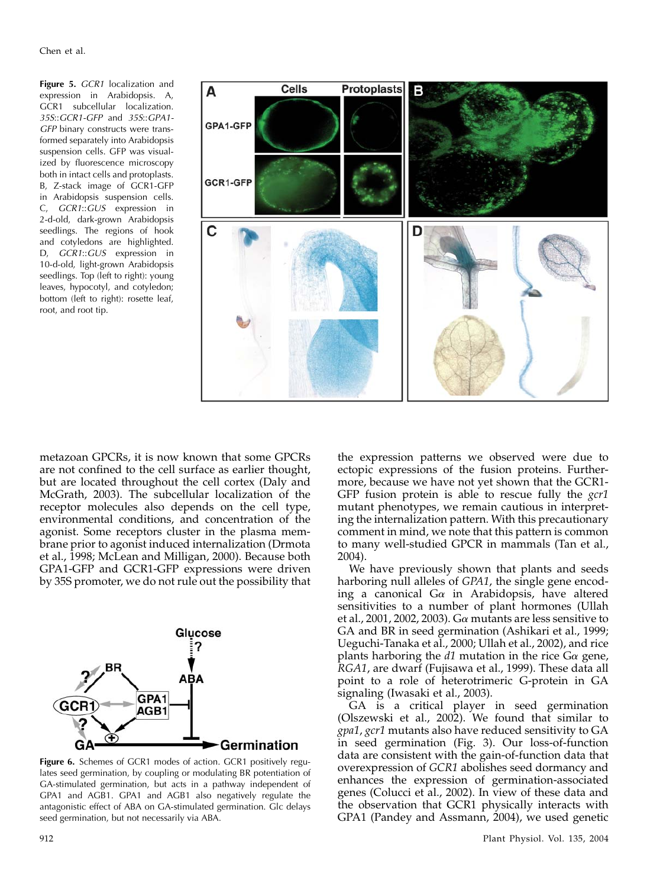**Figure 5.** *GCR1* localization and expression in Arabidopsis. A, GCR1 subcellular localization. *35S*::*GCR1-GFP* and *35S*::*GPA1-GFP* binary constructs were transformed separately into Arabidopsis suspension cells. GFP was visualized by fluorescence microscopy both in intact cells and protoplasts. B, Z-stack image of GCR1-GFP in Arabidopsis suspension cells. C, *GCR1*::*GUS* expression in 2-d-old, dark-grown Arabidopsis seedlings. The regions of hook and cotyledons are highlighted. D, *GCR1*::*GUS* expression in 10-d-old, light-grown Arabidopsis seedlings. Top (left to right): young leaves, hypocotyl, and cotyledon; bottom (left to right): rosette leaf, root, and root tip.

metazoan GPCRs, it is now known that some GPCRs are not confined to the cell surface as earlier thought, but are located throughout the cell cortex (Daly and McGrath, 2003). The subcellular localization of the receptor molecules also depends on the cell type, environmental conditions, and concentration of the agonist. Some receptors cluster in the plasma membrane prior to agonist induced internalization (Drmota et al., 1998; McLean and Milligan, 2000). Because both GPA1-GFP and GCR1-GFP expressions were driven by 35S promoter, we do not rule out the possibility that the expression patterns we observed were due to ectopic expressions of the fusion proteins. Furthermore, because we have not yet shown that the GCR1-GFP fusion protein is able to rescue fully the *gcr1* mutant phenotypes, we remain cautious in interpreting the internalization pattern. With this precautionary comment in mind, we note that this pattern is common to many well-studied GPCR in mammals (Tan et al., 2004).

**Figure 6.** Schemes of GCR1 modes of action. GCR1 positively regulates seed germination, by coupling or modulating BR potentiation of GA-stimulated germination, but acts in a pathway independent of GPA1 and AGB1. GPA1 and AGB1 also negatively regulate the antagonistic effect of ABA on GA-stimulated germination. Glc delays seed germination, but not necessarily via ABA.

We have previously shown that plants and seeds harboring null alleles of *GPA1*, the single gene encoding a canonical G$\alpha$ in Arabidopsis, have altered sensitivities to a number of plant hormones (Ullah et al., 2001, 2002, 2003). G$\alpha$ mutants are less sensitive to GA and BR in seed germination (Ashikari et al., 1999; Ueguchi-Tanaka et al., 2000; Ullah et al., 2002), and rice plants harboring the *d1* mutation in the rice G$\alpha$ gene, *RGA1*, are dwarf (Fujisawa et al., 1999). These data all point to a role of heterotrimeric G-protein in GA signaling (Iwasaki et al., 2003).

GA is a critical player in seed germination (Olszewski et al., 2002). We found that similar to *gpa1*, *gcr1* mutants also have reduced sensitivity to GA in seed germination (Fig. 3). Our loss-of-function data are consistent with the gain-of-function data that overexpression of *GCR1* abolishes seed dormancy and enhances the expression of germination-associated genes (Colucci et al., 2002). In view of these data and the observation that GCR1 physically interacts with GPA1 (Pandey and Assmann, 2004), we used genetic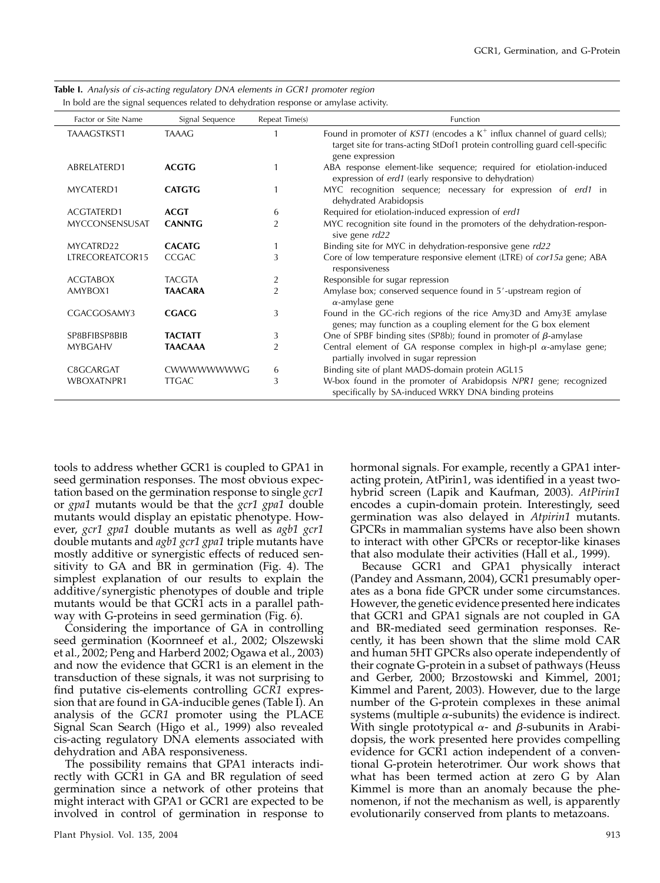**Table I.** *Analysis of cis-acting regulatory DNA elements in GCR1 promoter region*

In bold are the signal sequences related to dehydration response or amylase activity.

| Factor or Site Name | Signal Sequence | Repeat Time(s) | Function |
|---|---|---|---|
| TAAAGSTKST1 | TAAAG | 1 | Found in promoter of *KST1* (encodes a $K^+$ influx channel of guard cells); target site for trans-acting StDof1 protein controlling guard cell-specific gene expression |
| ABRELATERD1 | **ACGTG** | 1 | ABA response element-like sequence; required for etiolation-induced expression of *erd1* (early responsive to dehydration) |
| MYCATERD1 | **CATGTG** | 1 | MYC recognition sequence; necessary for expression of *erd1* in dehydrated Arabidopsis |
| ACGTATERD1 | **ACGT** | 6 | Required for etiolation-induced expression of *erd1* |
| MYCCONSENSUSAT | **CANNTG** | 2 | MYC recognition site found in the promoters of the dehydration-responsive gene *rd22* |
| MYCATRD22 | **CACATG** | 1 | Binding site for MYC in dehydration-responsive gene *rd22* |
| LTRECOREATCOR15 | CCGAC | 3 | Core of low temperature responsive element (LTRE) of *cor15a* gene; ABA responsiveness |
| ACGTABOX | TACGTA | 2 | Responsible for sugar repression |
| AMYBOX1 | **TAACARA** | 2 | Amylase box; conserved sequence found in 5′-upstream region of $\alpha$-amylase gene |
| CGACGOSAMY3 | **CGACG** | 3 | Found in the GC-rich regions of the rice Amy3D and Amy3E amylase genes; may function as a coupling element for the G box element |
| SP8BFIBSP8BIB | **TACTATT** | 3 | One of SPBF binding sites (SP8b); found in promoter of $\beta$-amylase |
| MYBGAHV | **TAACAAA** | 2 | Central element of GA response complex in high-pI $\alpha$-amylase gene; partially involved in sugar repression |
| C8GCARGAT | CWWWWWWWWG | 6 | Binding site of plant MADS-domain protein AGL15 |
| WBOXATNPR1 | TTGAC | 3 | W-box found in the promoter of Arabidopsis *NPR1* gene; recognized specifically by SA-induced WRKY DNA binding proteins |

tools to address whether GCR1 is coupled to GPA1 in seed germination responses. The most obvious expectation based on the germination response to single *gcr1* or *gpa1* mutants would be that the *gcr1 gpa1* double mutants would display an epistatic phenotype. However, *gcr1 gpa1* double mutants as well as *agb1 gcr1* double mutants and *agb1 gcr1 gpa1* triple mutants have mostly additive or synergistic effects of reduced sensitivity to GA and BR in germination (Fig. 4). The simplest explanation of our results to explain the additive/synergistic phenotypes of double and triple mutants would be that GCR1 acts in a parallel pathway with G-proteins in seed germination (Fig. 6).

Considering the importance of GA in controlling seed germination (Koornneef et al., 2002; Olszewski et al., 2002; Peng and Harberd 2002; Ogawa et al., 2003) and now the evidence that GCR1 is an element in the transduction of these signals, it was not surprising to find putative cis-elements controlling *GCR1* expression that are found in GA-inducible genes (Table I). An analysis of the *GCR1* promoter using the PLACE Signal Scan Search (Higo et al., 1999) also revealed cis-acting regulatory DNA elements associated with dehydration and ABA responsiveness.

The possibility remains that GPA1 interacts indirectly with GCR1 in GA and BR regulation of seed germination since a network of other proteins that might interact with GPA1 or GCR1 are expected to be involved in control of germination in response to hormonal signals. For example, recently a GPA1 interacting protein, AtPirin1, was identified in a yeast two-hybrid screen (Lapik and Kaufman, 2003). *AtPirin1* encodes a cupin-domain protein. Interestingly, seed germination was also delayed in *Atpirin1* mutants. GPCRs in mammalian systems have also been shown to interact with other GPCRs or receptor-like kinases that also modulate their activities (Hall et al., 1999).

Because GCR1 and GPA1 physically interact (Pandey and Assmann, 2004), GCR1 presumably operates as a bona fide GPCR under some circumstances. However, the genetic evidence presented here indicates that GCR1 and GPA1 signals are not coupled in GA and BR-mediated seed germination responses. Recently, it has been shown that the slime mold CAR and human 5HT GPCRs also operate independently of their cognate G-protein in a subset of pathways (Heuss and Gerber, 2000; Brzostowski and Kimmel, 2001; Kimmel and Parent, 2003). However, due to the large number of the G-protein complexes in these animal systems (multiple $\alpha$-subunits) the evidence is indirect. With single prototypical $\alpha$- and $\beta$-subunits in Arabidopsis, the work presented here provides compelling evidence for GCR1 action independent of a conventional G-protein heterotrimer. Our work shows that what has been termed action at zero G by Alan Kimmel is more than an anomaly because the phenomenon, if not the mechanism as well, is apparently evolutionarily conserved from plants to metazoans.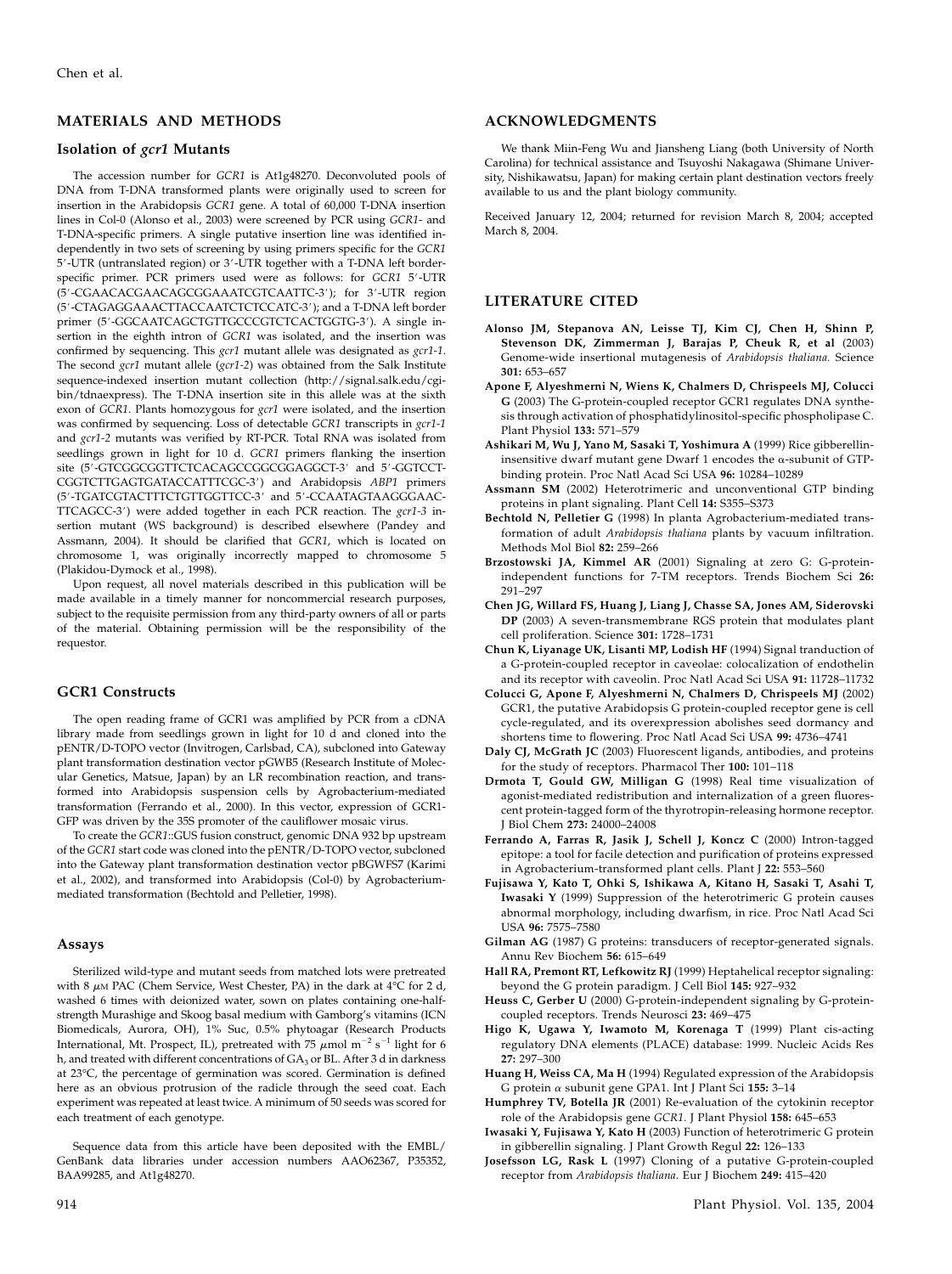## MATERIALS AND METHODS

### Isolation of *gcr1* Mutants

The accession number for *GCR1* is At1g48270. Deconvoluted pools of DNA from T-DNA transformed plants were originally used to screen for insertion in the Arabidopsis *GCR1* gene. A total of 60,000 T-DNA insertion lines in Col-0 (Alonso et al., 2003) were screened by PCR using *GCR1*- and T-DNA-specific primers. A single putative insertion line was identified independently in two sets of screening by using primers specific for the *GCR1* 5′-UTR (untranslated region) or 3′-UTR together with a T-DNA left border-specific primer. PCR primers used were as follows: for *GCR1* 5′-UTR (5′-CGAACACGAACAGCGGAAATCGTCAATTC-3′); for 3′-UTR region (5′-CTAGAGGAAACTTACCAATCTCTCCATC-3′); and a T-DNA left border primer (5′-GGCAATCAGCTGTTGCCCGTCTCACTGGTG-3′). A single insertion in the eighth intron of *GCR1* was isolated, and the insertion was confirmed by sequencing. This *gcr1* mutant allele was designated as *gcr1-1*. The second *gcr1* mutant allele (*gcr1-2*) was obtained from the Salk Institute sequence-indexed insertion mutant collection (http://signal.salk.edu/cgi-bin/tdnaexpress). The T-DNA insertion site in this allele was at the sixth exon of *GCR1*. Plants homozygous for *gcr1* were isolated, and the insertion was confirmed by sequencing. Loss of detectable *GCR1* transcripts in *gcr1-1* and *gcr1-2* mutants was verified by RT-PCR. Total RNA was isolated from seedlings grown in light for 10 d. *GCR1* primers flanking the insertion site (5′-GTCGGCGGTTCTCACAGCCGGCGGAGGCT-3′ and 5′-GGTCCT-CGGTCTTGAGTGATACCATTTCGC-3′) and Arabidopsis *ABP1* primers (5′-TGATCGTACTTTCTGTTGGTTCC-3′ and 5′-CCAATAGTAAGGGAAC-TTCAGCC-3′) were added together in each PCR reaction. The *gcr1-3* insertion mutant (WS background) is described elsewhere (Pandey and Assmann, 2004). It should be clarified that *GCR1*, which is located on chromosome 1, was originally incorrectly mapped to chromosome 5 (Plakidou-Dymock et al., 1998).

Upon request, all novel materials described in this publication will be made available in a timely manner for noncommercial research purposes, subject to the requisite permission from any third-party owners of all or parts of the material. Obtaining permission will be the responsibility of the requestor.

### GCR1 Constructs

The open reading frame of GCR1 was amplified by PCR from a cDNA library made from seedlings grown in light for 10 d and cloned into the pENTR/D-TOPO vector (Invitrogen, Carlsbad, CA), subcloned into Gateway plant transformation destination vector pGWB5 (Research Institute of Molecular Genetics, Matsue, Japan) by an LR recombination reaction, and transformed into Arabidopsis suspension cells by Agrobacterium-mediated transformation (Ferrando et al., 2000). In this vector, expression of GCR1-GFP was driven by the 35S promoter of the cauliflower mosaic virus.

To create the *GCR1*::GUS fusion construct, genomic DNA 932 bp upstream of the *GCR1* start code was cloned into the pENTR/D-TOPO vector, subcloned into the Gateway plant transformation destination vector pBGWFS7 (Karimi et al., 2002), and transformed into Arabidopsis (Col-0) by Agrobacterium-mediated transformation (Bechtold and Pelletier, 1998).

### Assays

Sterilized wild-type and mutant seeds from matched lots were pretreated with 8 $\mu$M PAC (Chem Service, West Chester, PA) in the dark at 4°C for 2 d, washed 6 times with deionized water, sown on plates containing one-half-strength Murashige and Skoog basal medium with Gamborg's vitamins (ICN Biomedicals, Aurora, OH), 1% Suc, 0.5% phytoagar (Research Products International, Mt. Prospect, IL), pretreated with 75 $\mu$mol m$^{-2}$ s$^{-1}$ light for 6 h, and treated with different concentrations of $GA_3$ or BL. After 3 d in darkness at 23°C, the percentage of germination was scored. Germination is defined here as an obvious protrusion of the radicle through the seed coat. Each experiment was repeated at least twice. A minimum of 50 seeds was scored for each treatment of each genotype.

Sequence data from this article have been deposited with the EMBL/GenBank data libraries under accession numbers AAO62367, P35352, BAA99285, and At1g48270.

## ACKNOWLEDGMENTS

We thank Miin-Feng Wu and Jiansheng Liang (both University of North Carolina) for technical assistance and Tsuyoshi Nakagawa (Shimane University, Nishikawatsu, Japan) for making certain plant destination vectors freely available to us and the plant biology community.

Received January 12, 2004; returned for revision March 8, 2004; accepted March 8, 2004.

## LITERATURE CITED

**Alonso JM, Stepanova AN, Leisse TJ, Kim CJ, Chen H, Shinn P, Stevenson DK, Zimmerman J, Barajas P, Cheuk R, et al** (2003) Genome-wide insertional mutagenesis of *Arabidopsis thaliana*. Science **301:** 653–657

**Apone F, Alyeshmerni N, Wiens K, Chalmers D, Chrispeels MJ, Colucci G** (2003) The G-protein-coupled receptor GCR1 regulates DNA synthesis through activation of phosphatidylinositol-specific phospholipase C. Plant Physiol **133:** 571–579

**Ashikari M, Wu J, Yano M, Sasaki T, Yoshimura A** (1999) Rice gibberellin-insensitive dwarf mutant gene Dwarf 1 encodes the α-subunit of GTP-binding protein. Proc Natl Acad Sci USA **96:** 10284–10289

**Assmann SM** (2002) Heterotrimeric and unconventional GTP binding proteins in plant signaling. Plant Cell **14:** S355–S373

**Bechtold N, Pelletier G** (1998) In planta Agrobacterium-mediated transformation of adult *Arabidopsis thaliana* plants by vacuum infiltration. Methods Mol Biol **82:** 259–266

**Brzostowski JA, Kimmel AR** (2001) Signaling at zero G: G-protein-independent functions for 7-TM receptors. Trends Biochem Sci **26:** 291–297

**Chen JG, Willard FS, Huang J, Liang J, Chasse SA, Jones AM, Siderovski DP** (2003) A seven-transmembrane RGS protein that modulates plant cell proliferation. Science **301:** 1728–1731

**Chun K, Liyanage UK, Lisanti MP, Lodish HF** (1994) Signal tranduction of a G-protein-coupled receptor in caveolae: colocalization of endothelin and its receptor with caveolin. Proc Natl Acad Sci USA **91:** 11728–11732

**Colucci G, Apone F, Alyeshmerni N, Chalmers D, Chrispeels MJ** (2002) GCR1, the putative Arabidopsis G protein-coupled receptor gene is cell cycle-regulated, and its overexpression abolishes seed dormancy and shortens time to flowering. Proc Natl Acad Sci USA **99:** 4736–4741

**Daly CJ, McGrath JC** (2003) Fluorescent ligands, antibodies, and proteins for the study of receptors. Pharmacol Ther **100:** 101–118

**Drmota T, Gould GW, Milligan G** (1998) Real time visualization of agonist-mediated redistribution and internalization of a green fluorescent protein-tagged form of the thyrotropin-releasing hormone receptor. J Biol Chem **273:** 24000–24008

**Ferrando A, Farras R, Jasik J, Schell J, Koncz C** (2000) Intron-tagged epitope: a tool for facile detection and purification of proteins expressed in Agrobacterium-transformed plant cells. Plant J **22:** 553–560

**Fujisawa Y, Kato T, Ohki S, Ishikawa A, Kitano H, Sasaki T, Asahi T, Iwasaki Y** (1999) Suppression of the heterotrimeric G protein causes abnormal morphology, including dwarfism, in rice. Proc Natl Acad Sci USA **96:** 7575–7580

**Gilman AG** (1987) G proteins: transducers of receptor-generated signals. Annu Rev Biochem **56:** 615–649

**Hall RA, Premont RT, Lefkowitz RJ** (1999) Heptahelical receptor signaling: beyond the G protein paradigm. J Cell Biol **145:** 927–932

**Heuss C, Gerber U** (2000) G-protein-independent signaling by G-protein-coupled receptors. Trends Neurosci **23:** 469–475

**Higo K, Ugawa Y, Iwamoto M, Korenaga T** (1999) Plant cis-acting regulatory DNA elements (PLACE) database: 1999. Nucleic Acids Res **27:** 297–300

**Huang H, Weiss CA, Ma H** (1994) Regulated expression of the Arabidopsis G protein α subunit gene GPA1. Int J Plant Sci **155:** 3–14

**Humphrey TV, Botella JR** (2001) Re-evaluation of the cytokinin receptor role of the Arabidopsis gene *GCR1*. J Plant Physiol **158:** 645–653

**Iwasaki Y, Fujisawa Y, Kato H** (2003) Function of heterotrimeric G protein in gibberellin signaling. J Plant Growth Regul **22:** 126–133

**Josefsson LG, Rask L** (1997) Cloning of a putative G-protein-coupled receptor from *Arabidopsis thaliana*. Eur J Biochem **249:** 415–420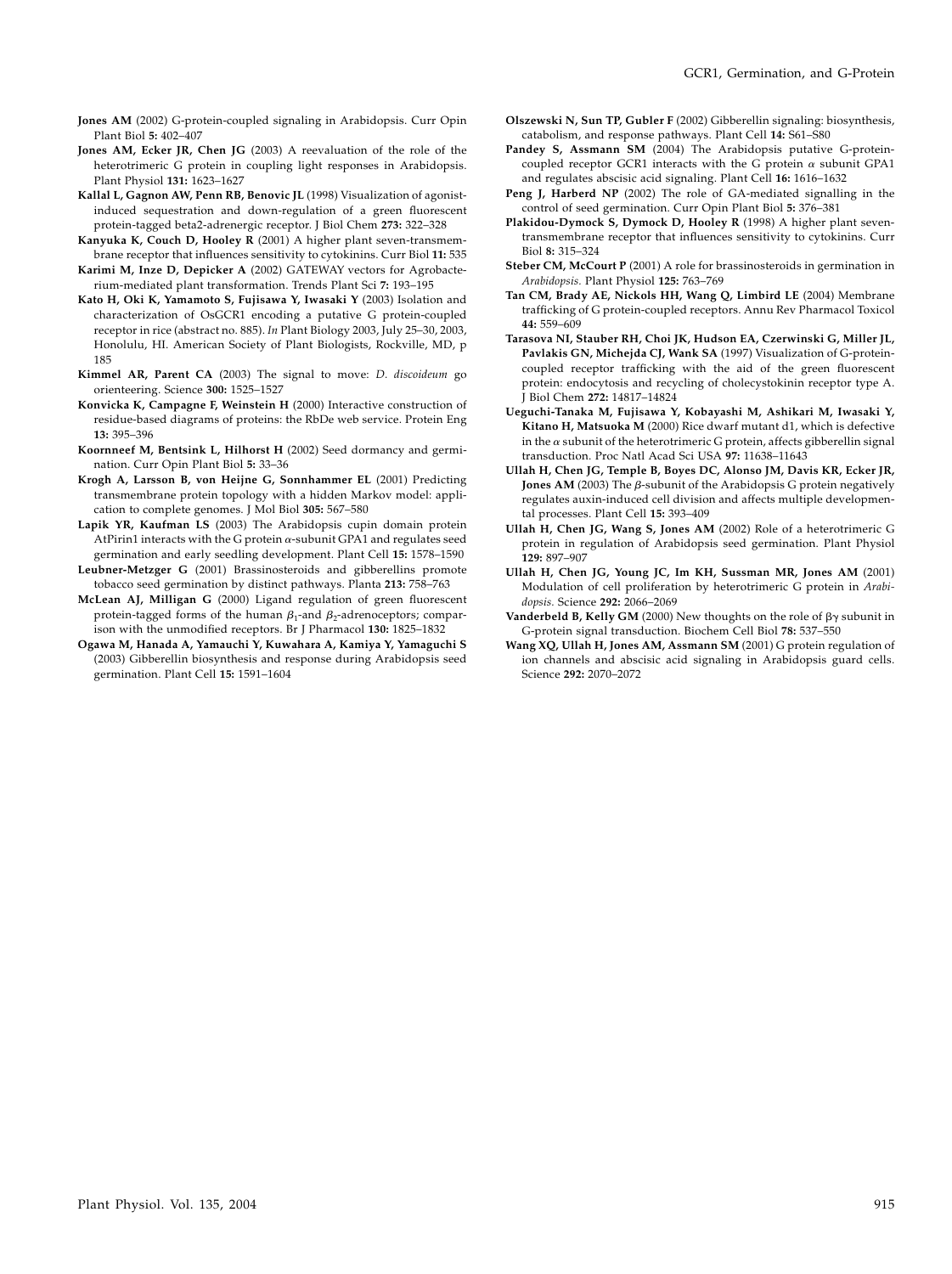**Jones AM** (2002) G-protein-coupled signaling in Arabidopsis. Curr Opin Plant Biol **5:** 402–407

**Jones AM, Ecker JR, Chen JG** (2003) A reevaluation of the role of the heterotrimeric G protein in coupling light responses in Arabidopsis. Plant Physiol **131:** 1623–1627

**Kallal L, Gagnon AW, Penn RB, Benovic JL** (1998) Visualization of agonist-induced sequestration and down-regulation of a green fluorescent protein-tagged beta2-adrenergic receptor. J Biol Chem **273:** 322–328

**Kanyuka K, Couch D, Hooley R** (2001) A higher plant seven-transmembrane receptor that influences sensitivity to cytokinins. Curr Biol **11:** 535

**Karimi M, Inze D, Depicker A** (2002) GATEWAY vectors for Agrobacterium-mediated plant transformation. Trends Plant Sci **7:** 193–195

**Kato H, Oki K, Yamamoto S, Fujisawa Y, Iwasaki Y** (2003) Isolation and characterization of OsGCR1 encoding a putative G protein-coupled receptor in rice (abstract no. 885). *In* Plant Biology 2003, July 25–30, 2003, Honolulu, HI. American Society of Plant Biologists, Rockville, MD, p 185

**Kimmel AR, Parent CA** (2003) The signal to move: *D. discoideum* go orienteering. Science **300:** 1525–1527

**Konvicka K, Campagne F, Weinstein H** (2000) Interactive construction of residue-based diagrams of proteins: the RbDe web service. Protein Eng **13:** 395–396

**Koornneef M, Bentsink L, Hilhorst H** (2002) Seed dormancy and germination. Curr Opin Plant Biol **5:** 33–36

**Krogh A, Larsson B, von Heijne G, Sonnhammer EL** (2001) Predicting transmembrane protein topology with a hidden Markov model: application to complete genomes. J Mol Biol **305:** 567–580

**Lapik YR, Kaufman LS** (2003) The Arabidopsis cupin domain protein AtPirin1 interacts with the G protein $\alpha$-subunit GPA1 and regulates seed germination and early seedling development. Plant Cell **15:** 1578–1590

**Leubner-Metzger G** (2001) Brassinosteroids and gibberellins promote tobacco seed germination by distinct pathways. Planta **213:** 758–763

**McLean AJ, Milligan G** (2000) Ligand regulation of green fluorescent protein-tagged forms of the human $\beta_1$-and $\beta_2$-adrenoceptors; comparison with the unmodified receptors. Br J Pharmacol **130:** 1825–1832

**Ogawa M, Hanada A, Yamauchi Y, Kuwahara A, Kamiya Y, Yamaguchi S** (2003) Gibberellin biosynthesis and response during Arabidopsis seed germination. Plant Cell **15:** 1591–1604

**Olszewski N, Sun TP, Gubler F** (2002) Gibberellin signaling: biosynthesis, catabolism, and response pathways. Plant Cell **14:** S61–S80

**Pandey S, Assmann SM** (2004) The Arabidopsis putative G-protein-coupled receptor GCR1 interacts with the G protein $\alpha$ subunit GPA1 and regulates abscisic acid signaling. Plant Cell **16:** 1616–1632

**Peng J, Harberd NP** (2002) The role of GA-mediated signalling in the control of seed germination. Curr Opin Plant Biol **5:** 376–381

**Plakidou-Dymock S, Dymock D, Hooley R** (1998) A higher plant seven-transmembrane receptor that influences sensitivity to cytokinins. Curr Biol **8:** 315–324

**Steber CM, McCourt P** (2001) A role for brassinosteroids in germination in *Arabidopsis*. Plant Physiol **125:** 763–769

**Tan CM, Brady AE, Nickols HH, Wang Q, Limbird LE** (2004) Membrane trafficking of G protein-coupled receptors. Annu Rev Pharmacol Toxicol **44:** 559–609

**Tarasova NI, Stauber RH, Choi JK, Hudson EA, Czerwinski G, Miller JL, Pavlakis GN, Michejda CJ, Wank SA** (1997) Visualization of G-protein-coupled receptor trafficking with the aid of the green fluorescent protein: endocytosis and recycling of cholecystokinin receptor type A. J Biol Chem **272:** 14817–14824

**Ueguchi-Tanaka M, Fujisawa Y, Kobayashi M, Ashikari M, Iwasaki Y, Kitano H, Matsuoka M** (2000) Rice dwarf mutant d1, which is defective in the $\alpha$ subunit of the heterotrimeric G protein, affects gibberellin signal transduction. Proc Natl Acad Sci USA **97:** 11638–11643

**Ullah H, Chen JG, Temple B, Boyes DC, Alonso JM, Davis KR, Ecker JR, Jones AM** (2003) The $\beta$-subunit of the Arabidopsis G protein negatively regulates auxin-induced cell division and affects multiple developmental processes. Plant Cell **15:** 393–409

**Ullah H, Chen JG, Wang S, Jones AM** (2002) Role of a heterotrimeric G protein in regulation of Arabidopsis seed germination. Plant Physiol **129:** 897–907

**Ullah H, Chen JG, Young JC, Im KH, Sussman MR, Jones AM** (2001) Modulation of cell proliferation by heterotrimeric G protein in *Arabidopsis*. Science **292:** 2066–2069

**Vanderbeld B, Kelly GM** (2000) New thoughts on the role of $\beta\gamma$ subunit in G-protein signal transduction. Biochem Cell Biol **78:** 537–550

**Wang XQ, Ullah H, Jones AM, Assmann SM** (2001) G protein regulation of ion channels and abscisic acid signaling in Arabidopsis guard cells. Science **292:** 2070–2072